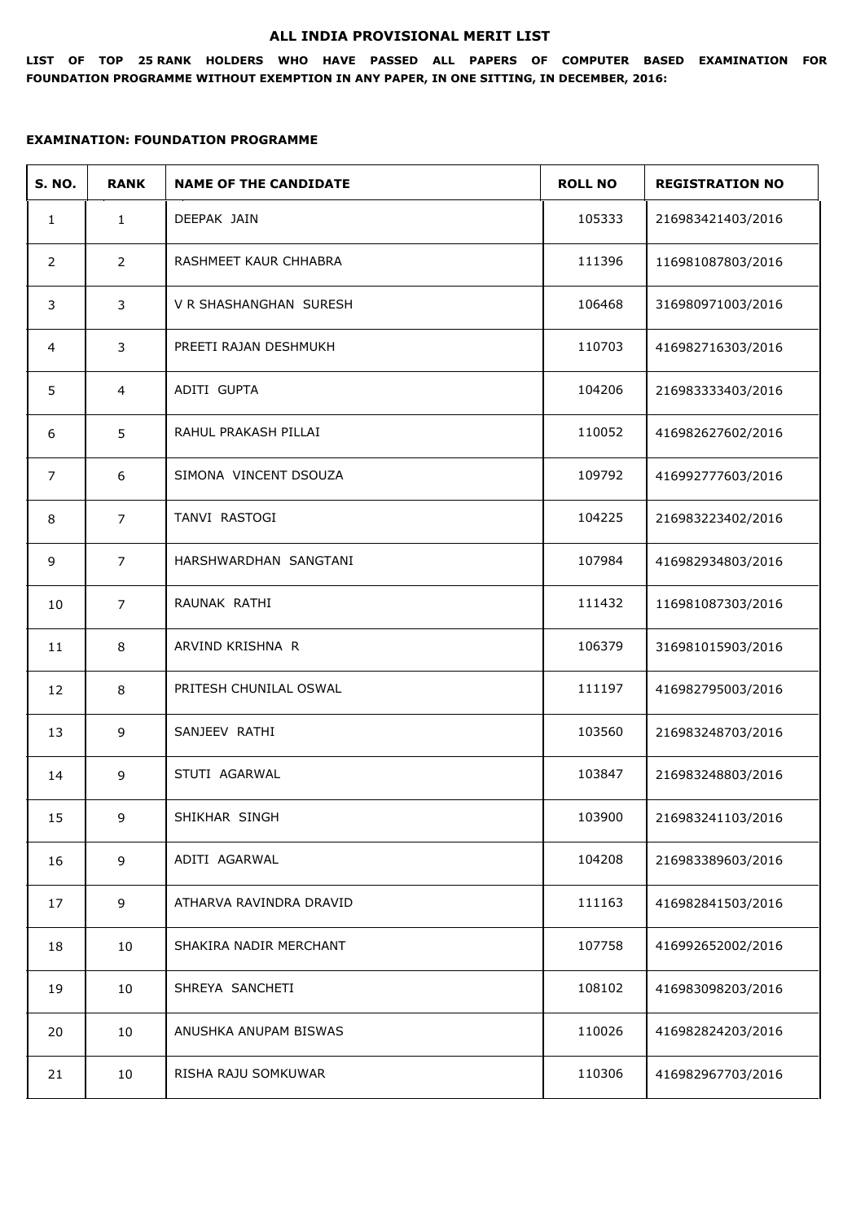# ALL INDIA PROVISIONAL MERIT LIST

**LIST OF TOP 25 RANK HOLDERS WHO HAVE PASSED ALL PAPERS OF COMPUTER BASED EXAMINATION FOR FOUNDATION PROGRAMME WITHOUT EXEMPTION IN ANY PAPER, IN ONE SITTING, IN DECEMBER, 2016:**

**EXAMINATION: FOUNDATION PROGRAMME**

| S. NO. | RANK | NAME OF THE CANDIDATE | ROLL NO | REGISTRATION NO |
|---|---|---|---|---|
| 1 | 1 | DEEPAK JAIN | 105333 | 216983421403/2016 |
| 2 | 2 | RASHMEET KAUR CHHABRA | 111396 | 116981087803/2016 |
| 3 | 3 | V R SHASHANGHAN SURESH | 106468 | 316980971003/2016 |
| 4 | 3 | PREETI RAJAN DESHMUKH | 110703 | 416982716303/2016 |
| 5 | 4 | ADITI GUPTA | 104206 | 216983333403/2016 |
| 6 | 5 | RAHUL PRAKASH PILLAI | 110052 | 416982627602/2016 |
| 7 | 6 | SIMONA VINCENT DSOUZA | 109792 | 416992777603/2016 |
| 8 | 7 | TANVI RASTOGI | 104225 | 216983223402/2016 |
| 9 | 7 | HARSHWARDHAN SANGTANI | 107984 | 416982934803/2016 |
| 10 | 7 | RAUNAK RATHI | 111432 | 116981087303/2016 |
| 11 | 8 | ARVIND KRISHNA R | 106379 | 316981015903/2016 |
| 12 | 8 | PRITESH CHUNILAL OSWAL | 111197 | 416982795003/2016 |
| 13 | 9 | SANJEEV RATHI | 103560 | 216983248703/2016 |
| 14 | 9 | STUTI AGARWAL | 103847 | 216983248803/2016 |
| 15 | 9 | SHIKHAR SINGH | 103900 | 216983241103/2016 |
| 16 | 9 | ADITI AGARWAL | 104208 | 216983389603/2016 |
| 17 | 9 | ATHARVA RAVINDRA DRAVID | 111163 | 416982841503/2016 |
| 18 | 10 | SHAKIRA NADIR MERCHANT | 107758 | 416992652002/2016 |
| 19 | 10 | SHREYA SANCHETI | 108102 | 416983098203/2016 |
| 20 | 10 | ANUSHKA ANUPAM BISWAS | 110026 | 416982824203/2016 |
| 21 | 10 | RISHA RAJU SOMKUWAR | 110306 | 416982967703/2016 |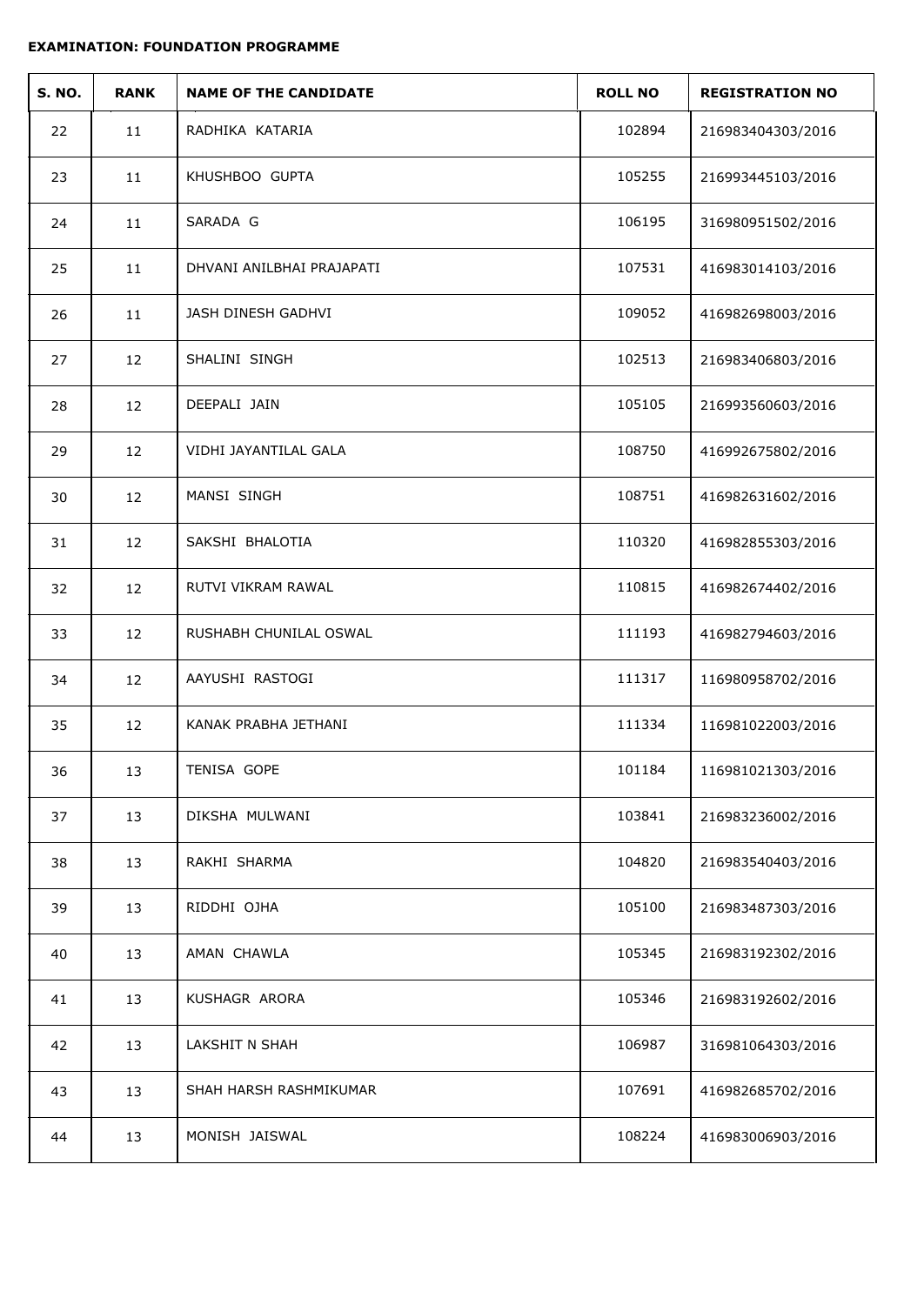**EXAMINATION: FOUNDATION PROGRAMME**

| S. NO. | RANK | NAME OF THE CANDIDATE | ROLL NO | REGISTRATION NO |
|---|---|---|---|---|
| 22 | 11 | RADHIKA KATARIA | 102894 | 216983404303/2016 |
| 23 | 11 | KHUSHBOO GUPTA | 105255 | 216993445103/2016 |
| 24 | 11 | SARADA G | 106195 | 316980951502/2016 |
| 25 | 11 | DHVANI ANILBHAI PRAJAPATI | 107531 | 416983014103/2016 |
| 26 | 11 | JASH DINESH GADHVI | 109052 | 416982698003/2016 |
| 27 | 12 | SHALINI SINGH | 102513 | 216983406803/2016 |
| 28 | 12 | DEEPALI JAIN | 105105 | 216993560603/2016 |
| 29 | 12 | VIDHI JAYANTILAL GALA | 108750 | 416992675802/2016 |
| 30 | 12 | MANSI SINGH | 108751 | 416982631602/2016 |
| 31 | 12 | SAKSHI BHALOTIA | 110320 | 416982855303/2016 |
| 32 | 12 | RUTVI VIKRAM RAWAL | 110815 | 416982674402/2016 |
| 33 | 12 | RUSHABH CHUNILAL OSWAL | 111193 | 416982794603/2016 |
| 34 | 12 | AAYUSHI RASTOGI | 111317 | 116980958702/2016 |
| 35 | 12 | KANAK PRABHA JETHANI | 111334 | 116981022003/2016 |
| 36 | 13 | TENISA GOPE | 101184 | 116981021303/2016 |
| 37 | 13 | DIKSHA MULWANI | 103841 | 216983236002/2016 |
| 38 | 13 | RAKHI SHARMA | 104820 | 216983540403/2016 |
| 39 | 13 | RIDDHI OJHA | 105100 | 216983487303/2016 |
| 40 | 13 | AMAN CHAWLA | 105345 | 216983192302/2016 |
| 41 | 13 | KUSHAGR ARORA | 105346 | 216983192602/2016 |
| 42 | 13 | LAKSHIT N SHAH | 106987 | 316981064303/2016 |
| 43 | 13 | SHAH HARSH RASHMIKUMAR | 107691 | 416982685702/2016 |
| 44 | 13 | MONISH JAISWAL | 108224 | 416983006903/2016 |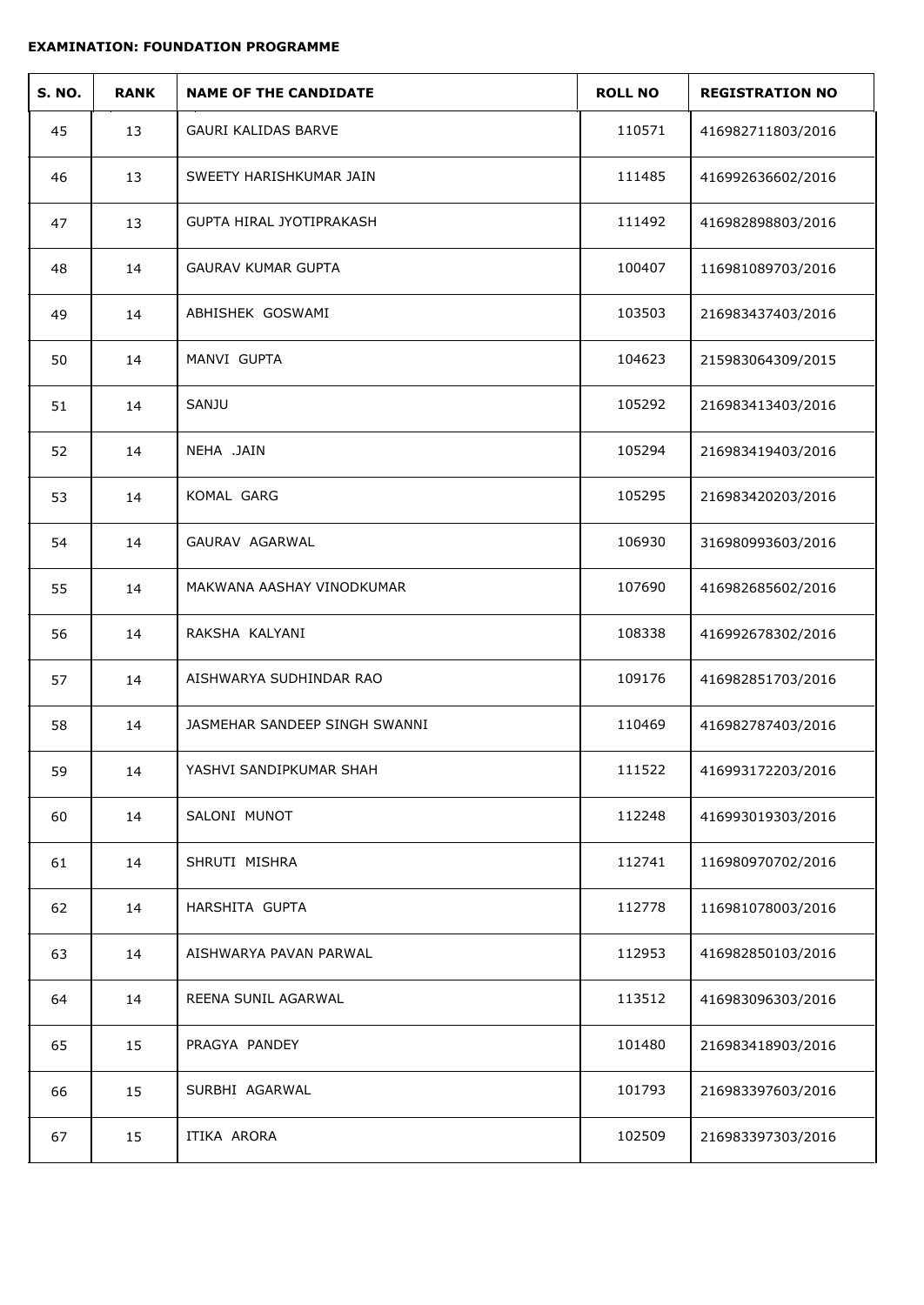**EXAMINATION: FOUNDATION PROGRAMME**

| S. NO. | RANK | NAME OF THE CANDIDATE | ROLL NO | REGISTRATION NO |
|---|---|---|---|---|
| 45 | 13 | GAURI KALIDAS BARVE | 110571 | 416982711803/2016 |
| 46 | 13 | SWEETY HARISHKUMAR JAIN | 111485 | 416992636602/2016 |
| 47 | 13 | GUPTA HIRAL JYOTIPRAKASH | 111492 | 416982898803/2016 |
| 48 | 14 | GAURAV KUMAR GUPTA | 100407 | 116981089703/2016 |
| 49 | 14 | ABHISHEK GOSWAMI | 103503 | 216983437403/2016 |
| 50 | 14 | MANVI GUPTA | 104623 | 215983064309/2015 |
| 51 | 14 | SANJU | 105292 | 216983413403/2016 |
| 52 | 14 | NEHA .JAIN | 105294 | 216983419403/2016 |
| 53 | 14 | KOMAL GARG | 105295 | 216983420203/2016 |
| 54 | 14 | GAURAV AGARWAL | 106930 | 316980993603/2016 |
| 55 | 14 | MAKWANA AASHAY VINODKUMAR | 107690 | 416982685602/2016 |
| 56 | 14 | RAKSHA KALYANI | 108338 | 416992678302/2016 |
| 57 | 14 | AISHWARYA SUDHINDAR RAO | 109176 | 416982851703/2016 |
| 58 | 14 | JASMEHAR SANDEEP SINGH SWANNI | 110469 | 416982787403/2016 |
| 59 | 14 | YASHVI SANDIPKUMAR SHAH | 111522 | 416993172203/2016 |
| 60 | 14 | SALONI MUNOT | 112248 | 416993019303/2016 |
| 61 | 14 | SHRUTI MISHRA | 112741 | 116980970702/2016 |
| 62 | 14 | HARSHITA GUPTA | 112778 | 116981078003/2016 |
| 63 | 14 | AISHWARYA PAVAN PARWAL | 112953 | 416982850103/2016 |
| 64 | 14 | REENA SUNIL AGARWAL | 113512 | 416983096303/2016 |
| 65 | 15 | PRAGYA PANDEY | 101480 | 216983418903/2016 |
| 66 | 15 | SURBHI AGARWAL | 101793 | 216983397603/2016 |
| 67 | 15 | ITIKA ARORA | 102509 | 216983397303/2016 |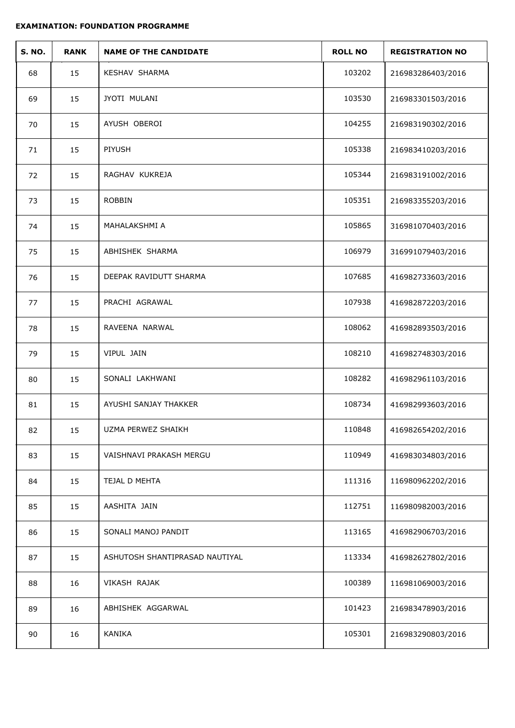**EXAMINATION: FOUNDATION PROGRAMME**

| S. NO. | RANK | NAME OF THE CANDIDATE | ROLL NO | REGISTRATION NO |
|---|---|---|---|---|
| 68 | 15 | KESHAV SHARMA | 103202 | 216983286403/2016 |
| 69 | 15 | JYOTI MULANI | 103530 | 216983301503/2016 |
| 70 | 15 | AYUSH OBEROI | 104255 | 216983190302/2016 |
| 71 | 15 | PIYUSH | 105338 | 216983410203/2016 |
| 72 | 15 | RAGHAV KUKREJA | 105344 | 216983191002/2016 |
| 73 | 15 | ROBBIN | 105351 | 216983355203/2016 |
| 74 | 15 | MAHALAKSHMI A | 105865 | 316981070403/2016 |
| 75 | 15 | ABHISHEK SHARMA | 106979 | 316991079403/2016 |
| 76 | 15 | DEEPAK RAVIDUTT SHARMA | 107685 | 416982733603/2016 |
| 77 | 15 | PRACHI AGRAWAL | 107938 | 416982872203/2016 |
| 78 | 15 | RAVEENA NARWAL | 108062 | 416982893503/2016 |
| 79 | 15 | VIPUL JAIN | 108210 | 416982748303/2016 |
| 80 | 15 | SONALI LAKHWANI | 108282 | 416982961103/2016 |
| 81 | 15 | AYUSHI SANJAY THAKKER | 108734 | 416982993603/2016 |
| 82 | 15 | UZMA PERWEZ SHAIKH | 110848 | 416982654202/2016 |
| 83 | 15 | VAISHNAVI PRAKASH MERGU | 110949 | 416983034803/2016 |
| 84 | 15 | TEJAL D MEHTA | 111316 | 116980962202/2016 |
| 85 | 15 | AASHITA JAIN | 112751 | 116980982003/2016 |
| 86 | 15 | SONALI MANOJ PANDIT | 113165 | 416982906703/2016 |
| 87 | 15 | ASHUTOSH SHANTIPRASAD NAUTIYAL | 113334 | 416982627802/2016 |
| 88 | 16 | VIKASH RAJAK | 100389 | 116981069003/2016 |
| 89 | 16 | ABHISHEK AGGARWAL | 101423 | 216983478903/2016 |
| 90 | 16 | KANIKA | 105301 | 216983290803/2016 |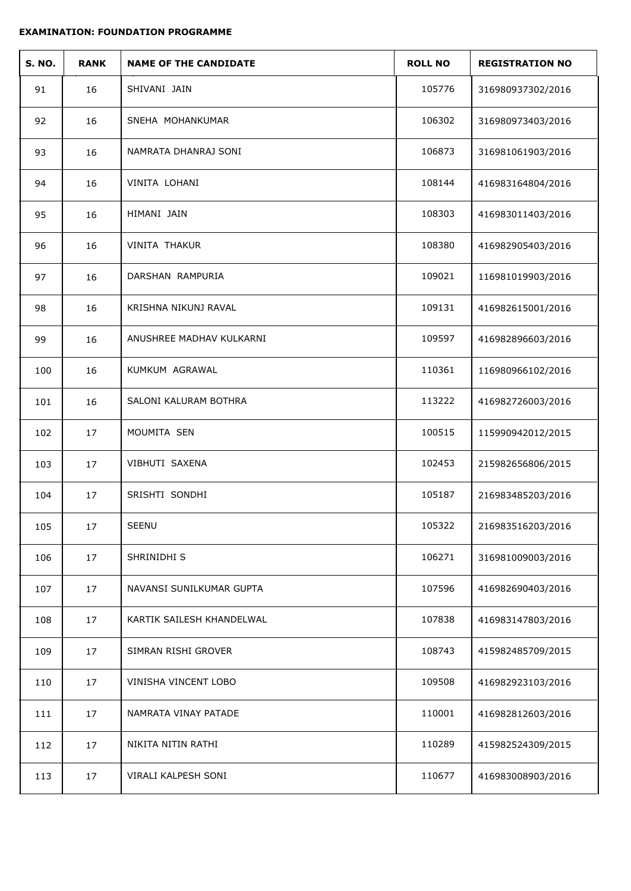**EXAMINATION: FOUNDATION PROGRAMME**

| S. NO. | RANK | NAME OF THE CANDIDATE | ROLL NO | REGISTRATION NO |
|---|---|---|---|---|
| 91 | 16 | SHIVANI JAIN | 105776 | 316980937302/2016 |
| 92 | 16 | SNEHA MOHANKUMAR | 106302 | 316980973403/2016 |
| 93 | 16 | NAMRATA DHANRAJ SONI | 106873 | 316981061903/2016 |
| 94 | 16 | VINITA LOHANI | 108144 | 416983164804/2016 |
| 95 | 16 | HIMANI JAIN | 108303 | 416983011403/2016 |
| 96 | 16 | VINITA THAKUR | 108380 | 416982905403/2016 |
| 97 | 16 | DARSHAN RAMPURIA | 109021 | 116981019903/2016 |
| 98 | 16 | KRISHNA NIKUNJ RAVAL | 109131 | 416982615001/2016 |
| 99 | 16 | ANUSHREE MADHAV KULKARNI | 109597 | 416982896603/2016 |
| 100 | 16 | KUMKUM AGRAWAL | 110361 | 116980966102/2016 |
| 101 | 16 | SALONI KALURAM BOTHRA | 113222 | 416982726003/2016 |
| 102 | 17 | MOUMITA SEN | 100515 | 115990942012/2015 |
| 103 | 17 | VIBHUTI SAXENA | 102453 | 215982656806/2015 |
| 104 | 17 | SRISHTI SONDHI | 105187 | 216983485203/2016 |
| 105 | 17 | SEENU | 105322 | 216983516203/2016 |
| 106 | 17 | SHRINIDHI S | 106271 | 316981009003/2016 |
| 107 | 17 | NAVANSI SUNILKUMAR GUPTA | 107596 | 416982690403/2016 |
| 108 | 17 | KARTIK SAILESH KHANDELWAL | 107838 | 416983147803/2016 |
| 109 | 17 | SIMRAN RISHI GROVER | 108743 | 415982485709/2015 |
| 110 | 17 | VINISHA VINCENT LOBO | 109508 | 416982923103/2016 |
| 111 | 17 | NAMRATA VINAY PATADE | 110001 | 416982812603/2016 |
| 112 | 17 | NIKITA NITIN RATHI | 110289 | 415982524309/2015 |
| 113 | 17 | VIRALI KALPESH SONI | 110677 | 416983008903/2016 |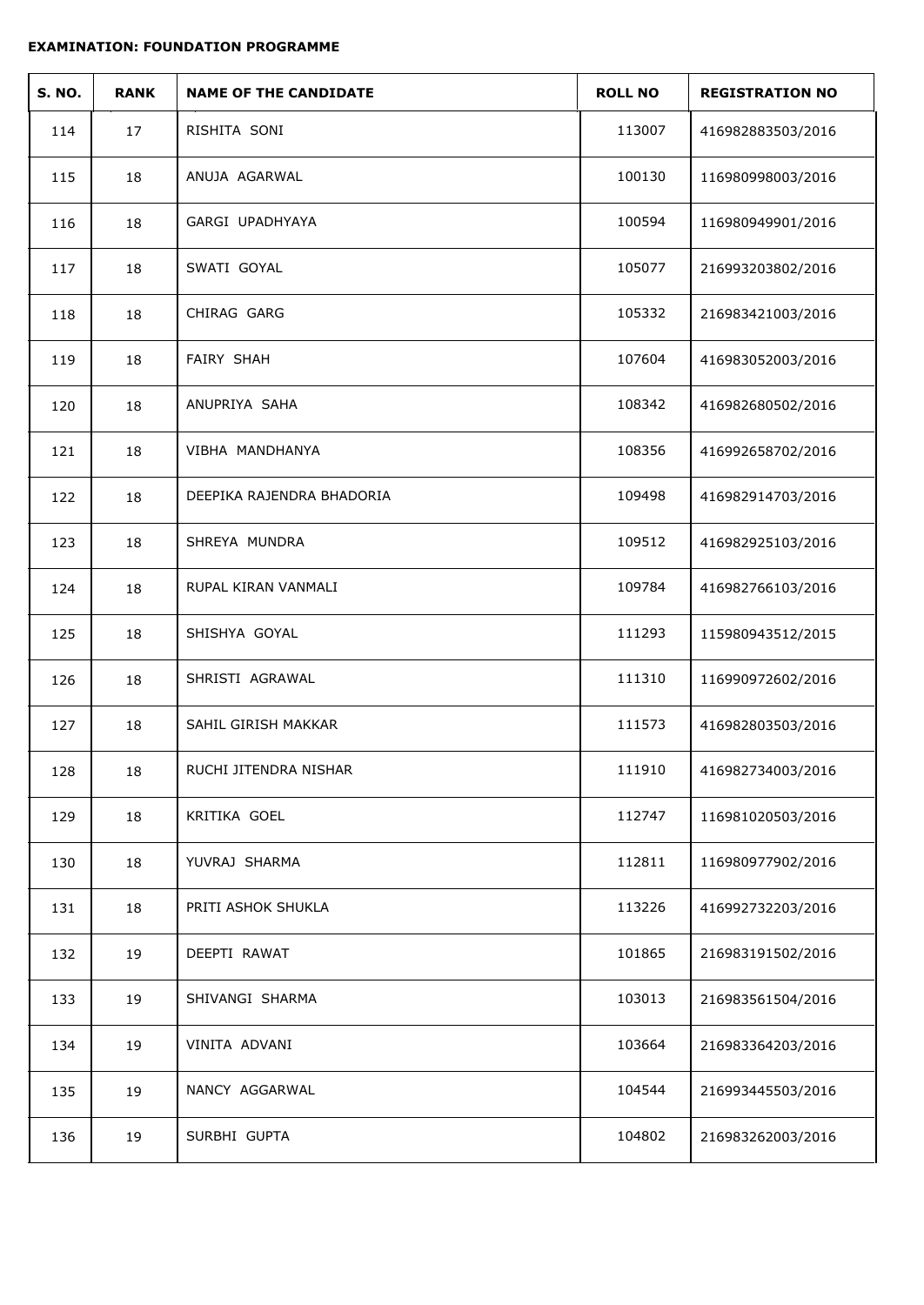**EXAMINATION: FOUNDATION PROGRAMME**

| S. NO. | RANK | NAME OF THE CANDIDATE | ROLL NO | REGISTRATION NO |
|---|---|---|---|---|
| 114 | 17 | RISHITA SONI | 113007 | 416982883503/2016 |
| 115 | 18 | ANUJA AGARWAL | 100130 | 116980998003/2016 |
| 116 | 18 | GARGI UPADHYAYA | 100594 | 116980949901/2016 |
| 117 | 18 | SWATI GOYAL | 105077 | 216993203802/2016 |
| 118 | 18 | CHIRAG GARG | 105332 | 216983421003/2016 |
| 119 | 18 | FAIRY SHAH | 107604 | 416983052003/2016 |
| 120 | 18 | ANUPRIYA SAHA | 108342 | 416982680502/2016 |
| 121 | 18 | VIBHA MANDHANYA | 108356 | 416992658702/2016 |
| 122 | 18 | DEEPIKA RAJENDRA BHADORIA | 109498 | 416982914703/2016 |
| 123 | 18 | SHREYA MUNDRA | 109512 | 416982925103/2016 |
| 124 | 18 | RUPAL KIRAN VANMALI | 109784 | 416982766103/2016 |
| 125 | 18 | SHISHYA GOYAL | 111293 | 115980943512/2015 |
| 126 | 18 | SHRISTI AGRAWAL | 111310 | 116990972602/2016 |
| 127 | 18 | SAHIL GIRISH MAKKAR | 111573 | 416982803503/2016 |
| 128 | 18 | RUCHI JITENDRA NISHAR | 111910 | 416982734003/2016 |
| 129 | 18 | KRITIKA GOEL | 112747 | 116981020503/2016 |
| 130 | 18 | YUVRAJ SHARMA | 112811 | 116980977902/2016 |
| 131 | 18 | PRITI ASHOK SHUKLA | 113226 | 416992732203/2016 |
| 132 | 19 | DEEPTI RAWAT | 101865 | 216983191502/2016 |
| 133 | 19 | SHIVANGI SHARMA | 103013 | 216983561504/2016 |
| 134 | 19 | VINITA ADVANI | 103664 | 216983364203/2016 |
| 135 | 19 | NANCY AGGARWAL | 104544 | 216993445503/2016 |
| 136 | 19 | SURBHI GUPTA | 104802 | 216983262003/2016 |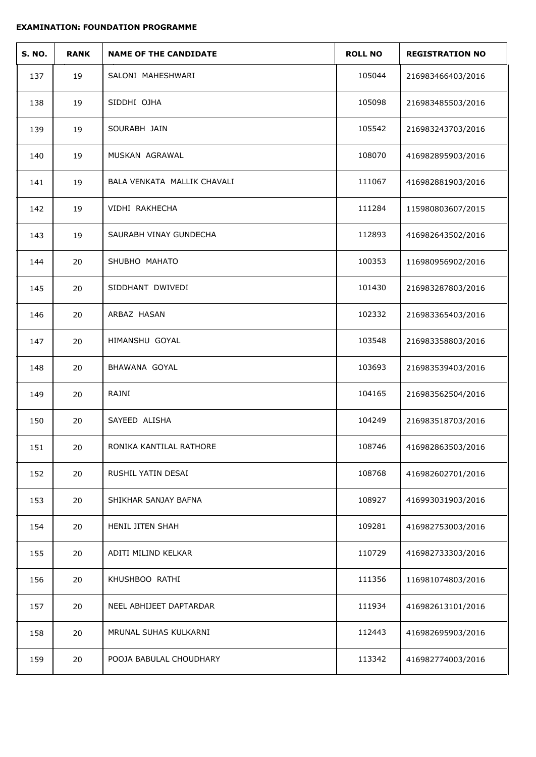**EXAMINATION: FOUNDATION PROGRAMME**

| S. NO. | RANK | NAME OF THE CANDIDATE | ROLL NO | REGISTRATION NO |
|---|---|---|---|---|
| 137 | 19 | SALONI MAHESHWARI | 105044 | 216983466403/2016 |
| 138 | 19 | SIDDHI OJHA | 105098 | 216983485503/2016 |
| 139 | 19 | SOURABH JAIN | 105542 | 216983243703/2016 |
| 140 | 19 | MUSKAN AGRAWAL | 108070 | 416982895903/2016 |
| 141 | 19 | BALA VENKATA MALLIK CHAVALI | 111067 | 416982881903/2016 |
| 142 | 19 | VIDHI RAKHECHA | 111284 | 115980803607/2015 |
| 143 | 19 | SAURABH VINAY GUNDECHA | 112893 | 416982643502/2016 |
| 144 | 20 | SHUBHO MAHATO | 100353 | 116980956902/2016 |
| 145 | 20 | SIDDHANT DWIVEDI | 101430 | 216983287803/2016 |
| 146 | 20 | ARBAZ HASAN | 102332 | 216983365403/2016 |
| 147 | 20 | HIMANSHU GOYAL | 103548 | 216983358803/2016 |
| 148 | 20 | BHAWANA GOYAL | 103693 | 216983539403/2016 |
| 149 | 20 | RAJNI | 104165 | 216983562504/2016 |
| 150 | 20 | SAYEED ALISHA | 104249 | 216983518703/2016 |
| 151 | 20 | RONIKA KANTILAL RATHORE | 108746 | 416982863503/2016 |
| 152 | 20 | RUSHIL YATIN DESAI | 108768 | 416982602701/2016 |
| 153 | 20 | SHIKHAR SANJAY BAFNA | 108927 | 416993031903/2016 |
| 154 | 20 | HENIL JITEN SHAH | 109281 | 416982753003/2016 |
| 155 | 20 | ADITI MILIND KELKAR | 110729 | 416982733303/2016 |
| 156 | 20 | KHUSHBOO RATHI | 111356 | 116981074803/2016 |
| 157 | 20 | NEEL ABHIJEET DAPTARDAR | 111934 | 416982613101/2016 |
| 158 | 20 | MRUNAL SUHAS KULKARNI | 112443 | 416982695903/2016 |
| 159 | 20 | POOJA BABULAL CHOUDHARY | 113342 | 416982774003/2016 |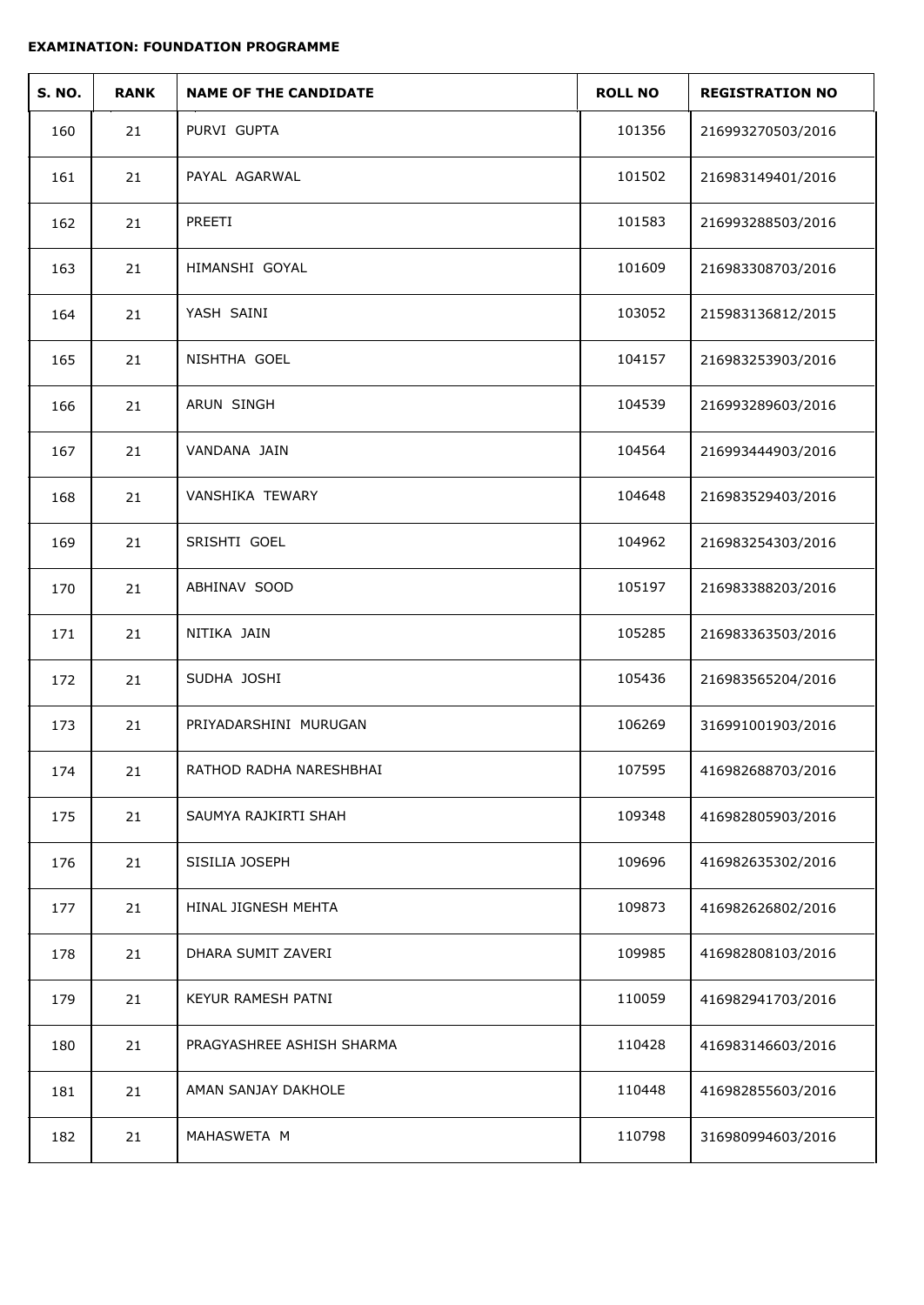**EXAMINATION: FOUNDATION PROGRAMME**

| S. NO. | RANK | NAME OF THE CANDIDATE | ROLL NO | REGISTRATION NO |
|---|---|---|---|---|
| 160 | 21 | PURVI GUPTA | 101356 | 216993270503/2016 |
| 161 | 21 | PAYAL AGARWAL | 101502 | 216983149401/2016 |
| 162 | 21 | PREETI | 101583 | 216993288503/2016 |
| 163 | 21 | HIMANSHI GOYAL | 101609 | 216983308703/2016 |
| 164 | 21 | YASH SAINI | 103052 | 215983136812/2015 |
| 165 | 21 | NISHTHA GOEL | 104157 | 216983253903/2016 |
| 166 | 21 | ARUN SINGH | 104539 | 216993289603/2016 |
| 167 | 21 | VANDANA JAIN | 104564 | 216993444903/2016 |
| 168 | 21 | VANSHIKA TEWARY | 104648 | 216983529403/2016 |
| 169 | 21 | SRISHTI GOEL | 104962 | 216983254303/2016 |
| 170 | 21 | ABHINAV SOOD | 105197 | 216983388203/2016 |
| 171 | 21 | NITIKA JAIN | 105285 | 216983363503/2016 |
| 172 | 21 | SUDHA JOSHI | 105436 | 216983565204/2016 |
| 173 | 21 | PRIYADARSHINI MURUGAN | 106269 | 316991001903/2016 |
| 174 | 21 | RATHOD RADHA NARESHBHAI | 107595 | 416982688703/2016 |
| 175 | 21 | SAUMYA RAJKIRTI SHAH | 109348 | 416982805903/2016 |
| 176 | 21 | SISILIA JOSEPH | 109696 | 416982635302/2016 |
| 177 | 21 | HINAL JIGNESH MEHTA | 109873 | 416982626802/2016 |
| 178 | 21 | DHARA SUMIT ZAVERI | 109985 | 416982808103/2016 |
| 179 | 21 | KEYUR RAMESH PATNI | 110059 | 416982941703/2016 |
| 180 | 21 | PRAGYASHREE ASHISH SHARMA | 110428 | 416983146603/2016 |
| 181 | 21 | AMAN SANJAY DAKHOLE | 110448 | 416982855603/2016 |
| 182 | 21 | MAHASWETA M | 110798 | 316980994603/2016 |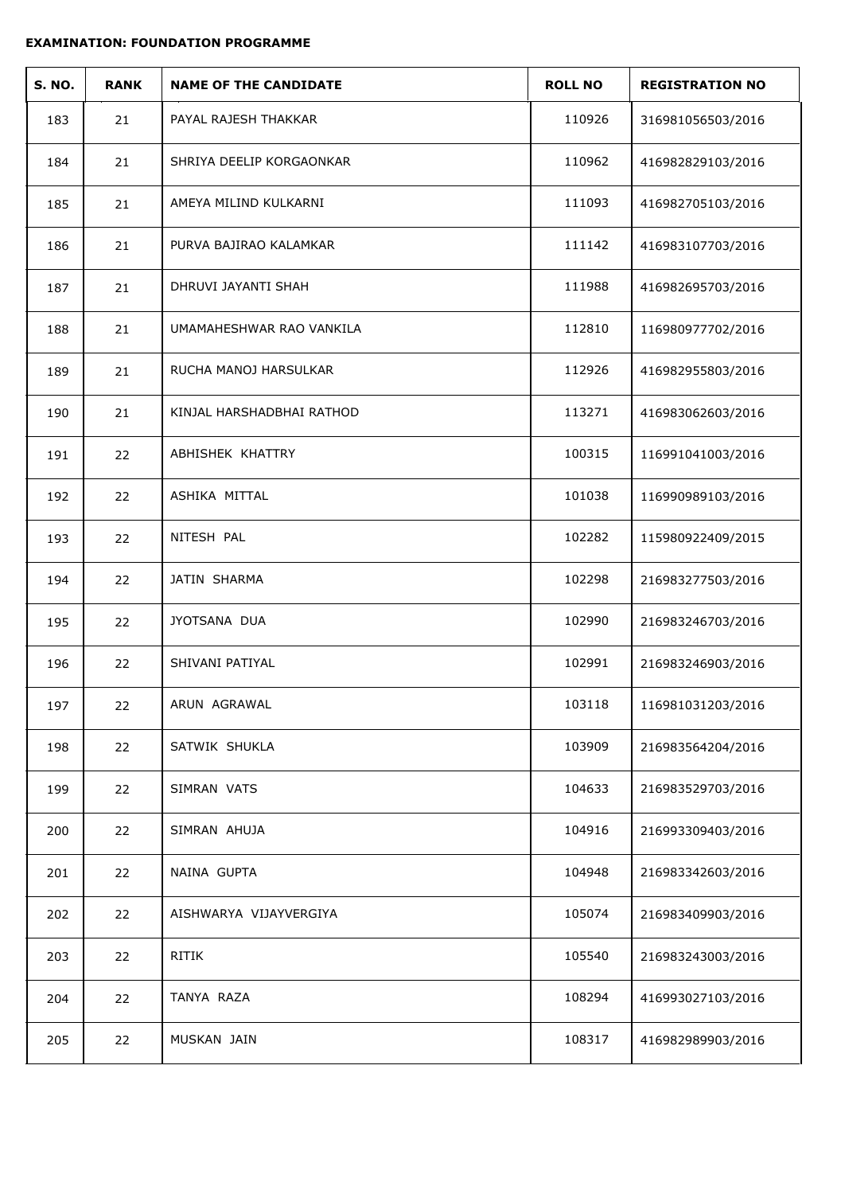**EXAMINATION: FOUNDATION PROGRAMME**

| S. NO. | RANK | NAME OF THE CANDIDATE | ROLL NO | REGISTRATION NO |
|---|---|---|---|---|
| 183 | 21 | PAYAL RAJESH THAKKAR | 110926 | 316981056503/2016 |
| 184 | 21 | SHRIYA DEELIP KORGAONKAR | 110962 | 416982829103/2016 |
| 185 | 21 | AMEYA MILIND KULKARNI | 111093 | 416982705103/2016 |
| 186 | 21 | PURVA BAJIRAO KALAMKAR | 111142 | 416983107703/2016 |
| 187 | 21 | DHRUVI JAYANTI SHAH | 111988 | 416982695703/2016 |
| 188 | 21 | UMAMAHESHWAR RAO VANKILA | 112810 | 116980977702/2016 |
| 189 | 21 | RUCHA MANOJ HARSULKAR | 112926 | 416982955803/2016 |
| 190 | 21 | KINJAL HARSHADBHAI RATHOD | 113271 | 416983062603/2016 |
| 191 | 22 | ABHISHEK KHATTRY | 100315 | 116991041003/2016 |
| 192 | 22 | ASHIKA MITTAL | 101038 | 116990989103/2016 |
| 193 | 22 | NITESH PAL | 102282 | 115980922409/2015 |
| 194 | 22 | JATIN SHARMA | 102298 | 216983277503/2016 |
| 195 | 22 | JYOTSANA DUA | 102990 | 216983246703/2016 |
| 196 | 22 | SHIVANI PATIYAL | 102991 | 216983246903/2016 |
| 197 | 22 | ARUN AGRAWAL | 103118 | 116981031203/2016 |
| 198 | 22 | SATWIK SHUKLA | 103909 | 216983564204/2016 |
| 199 | 22 | SIMRAN VATS | 104633 | 216983529703/2016 |
| 200 | 22 | SIMRAN AHUJA | 104916 | 216993309403/2016 |
| 201 | 22 | NAINA GUPTA | 104948 | 216983342603/2016 |
| 202 | 22 | AISHWARYA VIJAYVERGIYA | 105074 | 216983409903/2016 |
| 203 | 22 | RITIK | 105540 | 216983243003/2016 |
| 204 | 22 | TANYA RAZA | 108294 | 416993027103/2016 |
| 205 | 22 | MUSKAN JAIN | 108317 | 416982989903/2016 |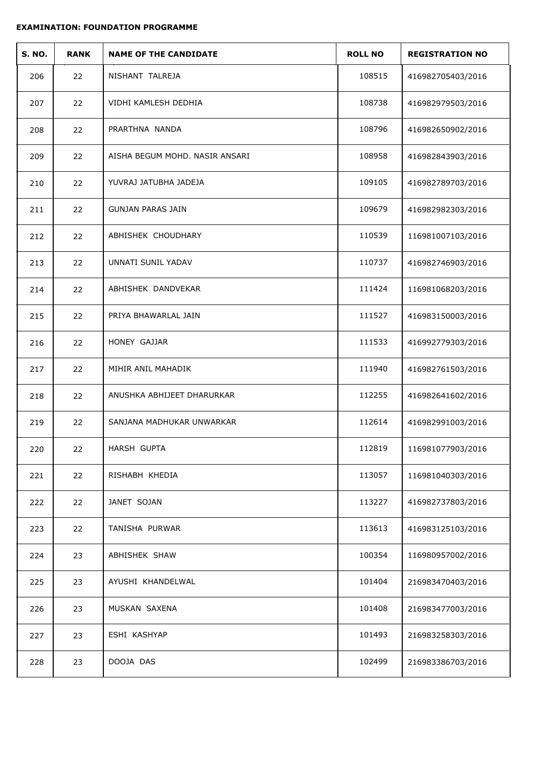**EXAMINATION: FOUNDATION PROGRAMME**

| S. NO. | RANK | NAME OF THE CANDIDATE | ROLL NO | REGISTRATION NO |
|---|---|---|---|---|
| 206 | 22 | NISHANT TALREJA | 108515 | 416982705403/2016 |
| 207 | 22 | VIDHI KAMLESH DEDHIA | 108738 | 416982979503/2016 |
| 208 | 22 | PRARTHNA NANDA | 108796 | 416982650902/2016 |
| 209 | 22 | AISHA BEGUM MOHD. NASIR ANSARI | 108958 | 416982843903/2016 |
| 210 | 22 | YUVRAJ JATUBHA JADEJA | 109105 | 416982789703/2016 |
| 211 | 22 | GUNJAN PARAS JAIN | 109679 | 416982982303/2016 |
| 212 | 22 | ABHISHEK CHOUDHARY | 110539 | 116981007103/2016 |
| 213 | 22 | UNNATI SUNIL YADAV | 110737 | 416982746903/2016 |
| 214 | 22 | ABHISHEK DANDVEKAR | 111424 | 116981068203/2016 |
| 215 | 22 | PRIYA BHAWARLAL JAIN | 111527 | 416983150003/2016 |
| 216 | 22 | HONEY GAJJAR | 111533 | 416992779303/2016 |
| 217 | 22 | MIHIR ANIL MAHADIK | 111940 | 416982761503/2016 |
| 218 | 22 | ANUSHKA ABHIJEET DHARURKAR | 112255 | 416982641602/2016 |
| 219 | 22 | SANJANA MADHUKAR UNWARKAR | 112614 | 416982991003/2016 |
| 220 | 22 | HARSH GUPTA | 112819 | 116981077903/2016 |
| 221 | 22 | RISHABH KHEDIA | 113057 | 116981040303/2016 |
| 222 | 22 | JANET SOJAN | 113227 | 416982737803/2016 |
| 223 | 22 | TANISHA PURWAR | 113613 | 416983125103/2016 |
| 224 | 23 | ABHISHEK SHAW | 100354 | 116980957002/2016 |
| 225 | 23 | AYUSHI KHANDELWAL | 101404 | 216983470403/2016 |
| 226 | 23 | MUSKAN SAXENA | 101408 | 216983477003/2016 |
| 227 | 23 | ESHI KASHYAP | 101493 | 216983258303/2016 |
| 228 | 23 | DOOJA DAS | 102499 | 216983386703/2016 |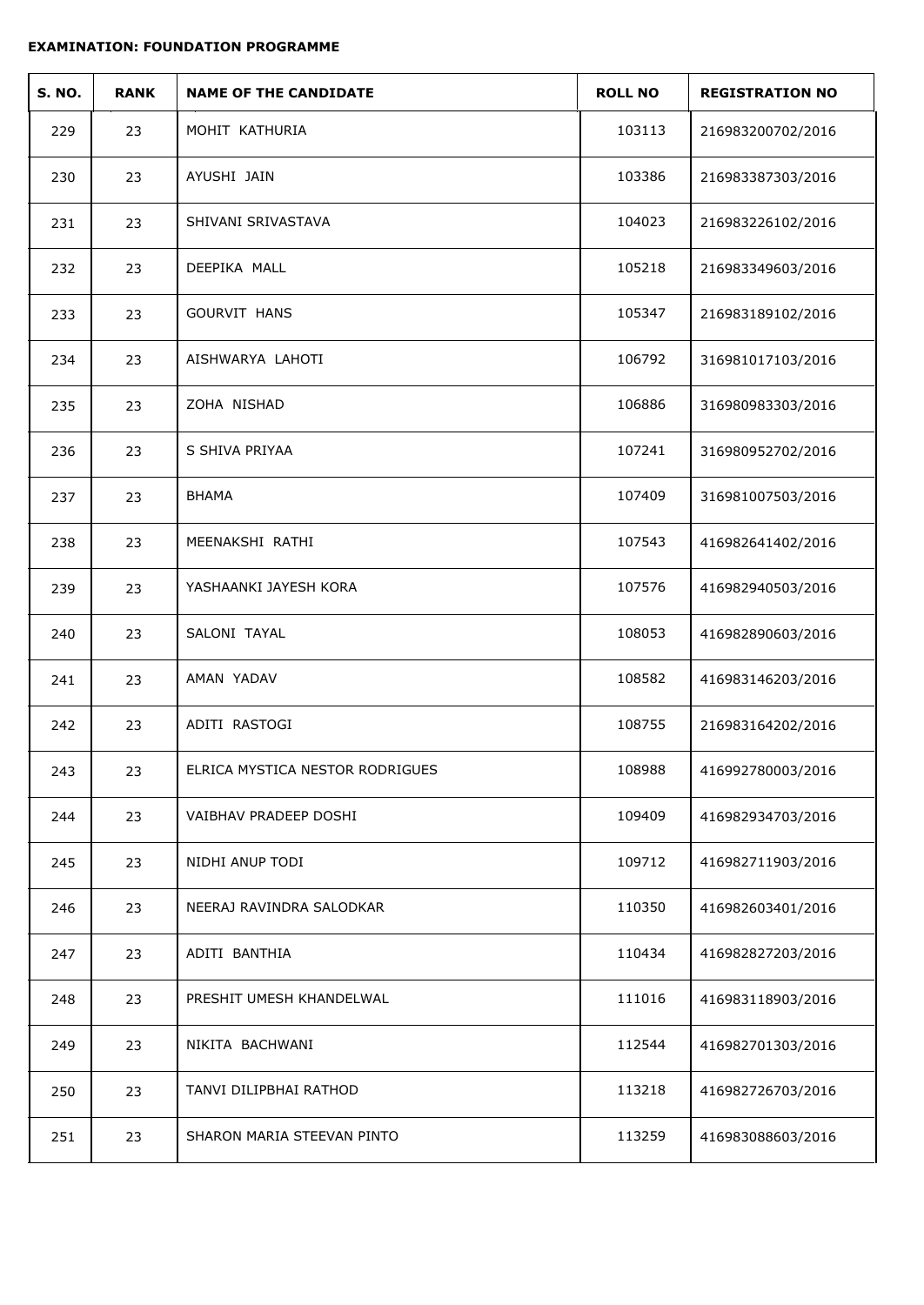**EXAMINATION: FOUNDATION PROGRAMME**

| S. NO. | RANK | NAME OF THE CANDIDATE | ROLL NO | REGISTRATION NO |
|---|---|---|---|---|
| 229 | 23 | MOHIT KATHURIA | 103113 | 216983200702/2016 |
| 230 | 23 | AYUSHI JAIN | 103386 | 216983387303/2016 |
| 231 | 23 | SHIVANI SRIVASTAVA | 104023 | 216983226102/2016 |
| 232 | 23 | DEEPIKA MALL | 105218 | 216983349603/2016 |
| 233 | 23 | GOURVIT HANS | 105347 | 216983189102/2016 |
| 234 | 23 | AISHWARYA LAHOTI | 106792 | 316981017103/2016 |
| 235 | 23 | ZOHA NISHAD | 106886 | 316980983303/2016 |
| 236 | 23 | S SHIVA PRIYAA | 107241 | 316980952702/2016 |
| 237 | 23 | BHAMA | 107409 | 316981007503/2016 |
| 238 | 23 | MEENAKSHI RATHI | 107543 | 416982641402/2016 |
| 239 | 23 | YASHAANKI JAYESH KORA | 107576 | 416982940503/2016 |
| 240 | 23 | SALONI TAYAL | 108053 | 416982890603/2016 |
| 241 | 23 | AMAN YADAV | 108582 | 416983146203/2016 |
| 242 | 23 | ADITI RASTOGI | 108755 | 216983164202/2016 |
| 243 | 23 | ELRICA MYSTICA NESTOR RODRIGUES | 108988 | 416992780003/2016 |
| 244 | 23 | VAIBHAV PRADEEP DOSHI | 109409 | 416982934703/2016 |
| 245 | 23 | NIDHI ANUP TODI | 109712 | 416982711903/2016 |
| 246 | 23 | NEERAJ RAVINDRA SALODKAR | 110350 | 416982603401/2016 |
| 247 | 23 | ADITI BANTHIA | 110434 | 416982827203/2016 |
| 248 | 23 | PRESHIT UMESH KHANDELWAL | 111016 | 416983118903/2016 |
| 249 | 23 | NIKITA BACHWANI | 112544 | 416982701303/2016 |
| 250 | 23 | TANVI DILIPBHAI RATHOD | 113218 | 416982726703/2016 |
| 251 | 23 | SHARON MARIA STEEVAN PINTO | 113259 | 416983088603/2016 |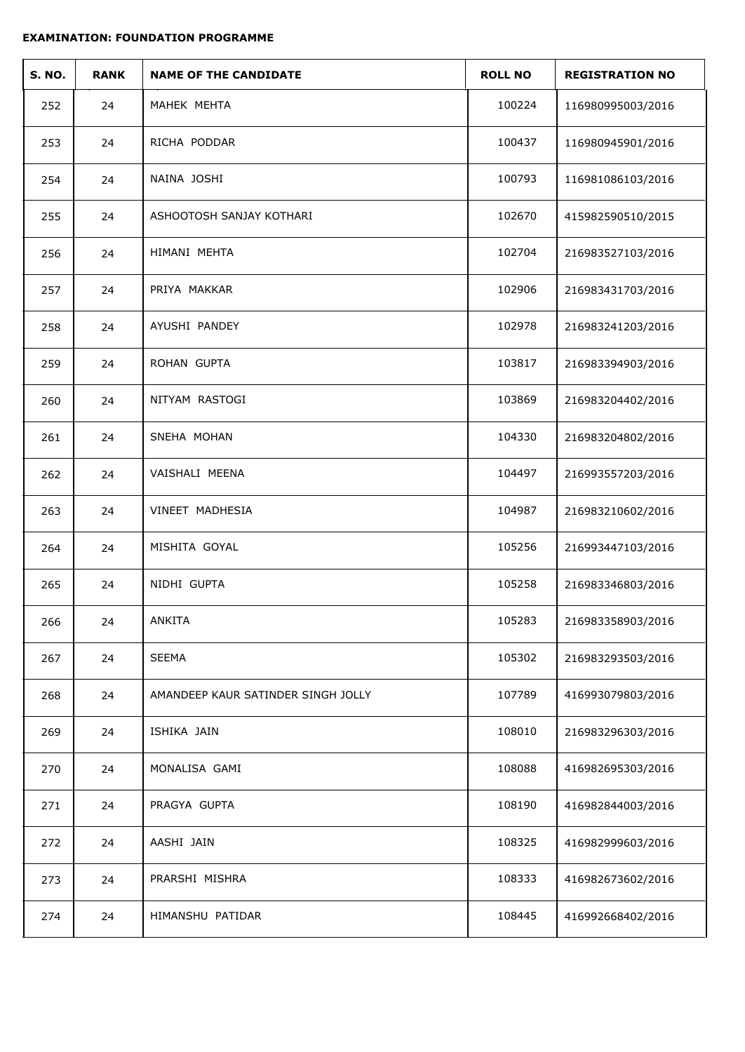**EXAMINATION: FOUNDATION PROGRAMME**

| S. NO. | RANK | NAME OF THE CANDIDATE | ROLL NO | REGISTRATION NO |
|---|---|---|---|---|
| 252 | 24 | MAHEK MEHTA | 100224 | 116980995003/2016 |
| 253 | 24 | RICHA PODDAR | 100437 | 116980945901/2016 |
| 254 | 24 | NAINA JOSHI | 100793 | 116981086103/2016 |
| 255 | 24 | ASHOOTOSH SANJAY KOTHARI | 102670 | 415982590510/2015 |
| 256 | 24 | HIMANI MEHTA | 102704 | 216983527103/2016 |
| 257 | 24 | PRIYA MAKKAR | 102906 | 216983431703/2016 |
| 258 | 24 | AYUSHI PANDEY | 102978 | 216983241203/2016 |
| 259 | 24 | ROHAN GUPTA | 103817 | 216983394903/2016 |
| 260 | 24 | NITYAM RASTOGI | 103869 | 216983204402/2016 |
| 261 | 24 | SNEHA MOHAN | 104330 | 216983204802/2016 |
| 262 | 24 | VAISHALI MEENA | 104497 | 216993557203/2016 |
| 263 | 24 | VINEET MADHESIA | 104987 | 216983210602/2016 |
| 264 | 24 | MISHITA GOYAL | 105256 | 216993447103/2016 |
| 265 | 24 | NIDHI GUPTA | 105258 | 216983346803/2016 |
| 266 | 24 | ANKITA | 105283 | 216983358903/2016 |
| 267 | 24 | SEEMA | 105302 | 216983293503/2016 |
| 268 | 24 | AMANDEEP KAUR SATINDER SINGH JOLLY | 107789 | 416993079803/2016 |
| 269 | 24 | ISHIKA JAIN | 108010 | 216983296303/2016 |
| 270 | 24 | MONALISA GAMI | 108088 | 416982695303/2016 |
| 271 | 24 | PRAGYA GUPTA | 108190 | 416982844003/2016 |
| 272 | 24 | AASHI JAIN | 108325 | 416982999603/2016 |
| 273 | 24 | PRARSHI MISHRA | 108333 | 416982673602/2016 |
| 274 | 24 | HIMANSHU PATIDAR | 108445 | 416992668402/2016 |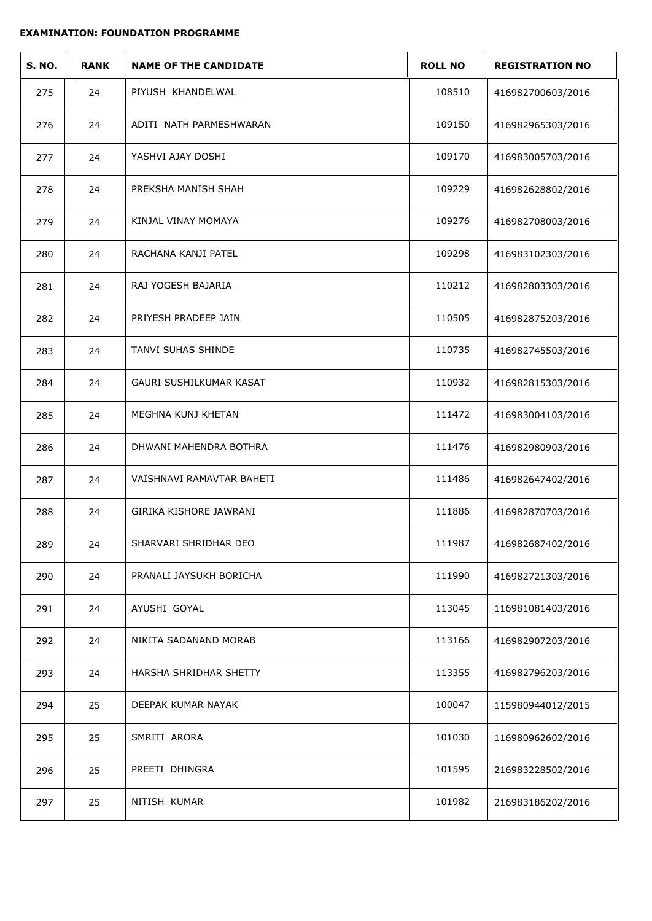**EXAMINATION: FOUNDATION PROGRAMME**

| S. NO. | RANK | NAME OF THE CANDIDATE | ROLL NO | REGISTRATION NO |
|---|---|---|---|---|
| 275 | 24 | PIYUSH KHANDELWAL | 108510 | 416982700603/2016 |
| 276 | 24 | ADITI NATH PARMESHWARAN | 109150 | 416982965303/2016 |
| 277 | 24 | YASHVI AJAY DOSHI | 109170 | 416983005703/2016 |
| 278 | 24 | PREKSHA MANISH SHAH | 109229 | 416982628802/2016 |
| 279 | 24 | KINJAL VINAY MOMAYA | 109276 | 416982708003/2016 |
| 280 | 24 | RACHANA KANJI PATEL | 109298 | 416983102303/2016 |
| 281 | 24 | RAJ YOGESH BAJARIA | 110212 | 416982803303/2016 |
| 282 | 24 | PRIYESH PRADEEP JAIN | 110505 | 416982875203/2016 |
| 283 | 24 | TANVI SUHAS SHINDE | 110735 | 416982745503/2016 |
| 284 | 24 | GAURI SUSHILKUMAR KASAT | 110932 | 416982815303/2016 |
| 285 | 24 | MEGHNA KUNJ KHETAN | 111472 | 416983004103/2016 |
| 286 | 24 | DHWANI MAHENDRA BOTHRA | 111476 | 416982980903/2016 |
| 287 | 24 | VAISHNAVI RAMAVTAR BAHETI | 111486 | 416982647402/2016 |
| 288 | 24 | GIRIKA KISHORE JAWRANI | 111886 | 416982870703/2016 |
| 289 | 24 | SHARVARI SHRIDHAR DEO | 111987 | 416982687402/2016 |
| 290 | 24 | PRANALI JAYSUKH BORICHA | 111990 | 416982721303/2016 |
| 291 | 24 | AYUSHI GOYAL | 113045 | 116981081403/2016 |
| 292 | 24 | NIKITA SADANAND MORAB | 113166 | 416982907203/2016 |
| 293 | 24 | HARSHA SHRIDHAR SHETTY | 113355 | 416982796203/2016 |
| 294 | 25 | DEEPAK KUMAR NAYAK | 100047 | 115980944012/2015 |
| 295 | 25 | SMRITI ARORA | 101030 | 116980962602/2016 |
| 296 | 25 | PREETI DHINGRA | 101595 | 216983228502/2016 |
| 297 | 25 | NITISH KUMAR | 101982 | 216983186202/2016 |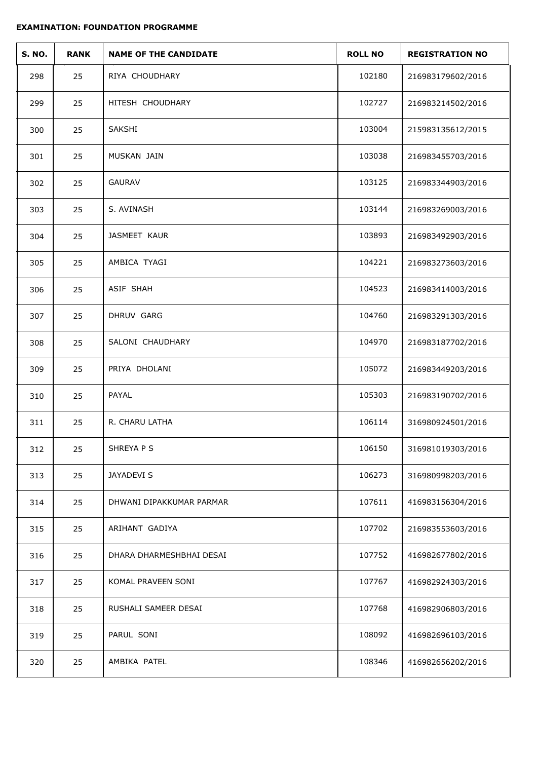**EXAMINATION: FOUNDATION PROGRAMME**

| S. NO. | RANK | NAME OF THE CANDIDATE | ROLL NO | REGISTRATION NO |
|---|---|---|---|---|
| 298 | 25 | RIYA CHOUDHARY | 102180 | 216983179602/2016 |
| 299 | 25 | HITESH CHOUDHARY | 102727 | 216983214502/2016 |
| 300 | 25 | SAKSHI | 103004 | 215983135612/2015 |
| 301 | 25 | MUSKAN JAIN | 103038 | 216983455703/2016 |
| 302 | 25 | GAURAV | 103125 | 216983344903/2016 |
| 303 | 25 | S. AVINASH | 103144 | 216983269003/2016 |
| 304 | 25 | JASMEET KAUR | 103893 | 216983492903/2016 |
| 305 | 25 | AMBICA TYAGI | 104221 | 216983273603/2016 |
| 306 | 25 | ASIF SHAH | 104523 | 216983414003/2016 |
| 307 | 25 | DHRUV GARG | 104760 | 216983291303/2016 |
| 308 | 25 | SALONI CHAUDHARY | 104970 | 216983187702/2016 |
| 309 | 25 | PRIYA DHOLANI | 105072 | 216983449203/2016 |
| 310 | 25 | PAYAL | 105303 | 216983190702/2016 |
| 311 | 25 | R. CHARU LATHA | 106114 | 316980924501/2016 |
| 312 | 25 | SHREYA P S | 106150 | 316981019303/2016 |
| 313 | 25 | JAYADEVI S | 106273 | 316980998203/2016 |
| 314 | 25 | DHWANI DIPAKKUMAR PARMAR | 107611 | 416983156304/2016 |
| 315 | 25 | ARIHANT GADIYA | 107702 | 216983553603/2016 |
| 316 | 25 | DHARA DHARMESHBHAI DESAI | 107752 | 416982677802/2016 |
| 317 | 25 | KOMAL PRAVEEN SONI | 107767 | 416982924303/2016 |
| 318 | 25 | RUSHALI SAMEER DESAI | 107768 | 416982906803/2016 |
| 319 | 25 | PARUL SONI | 108092 | 416982696103/2016 |
| 320 | 25 | AMBIKA PATEL | 108346 | 416982656202/2016 |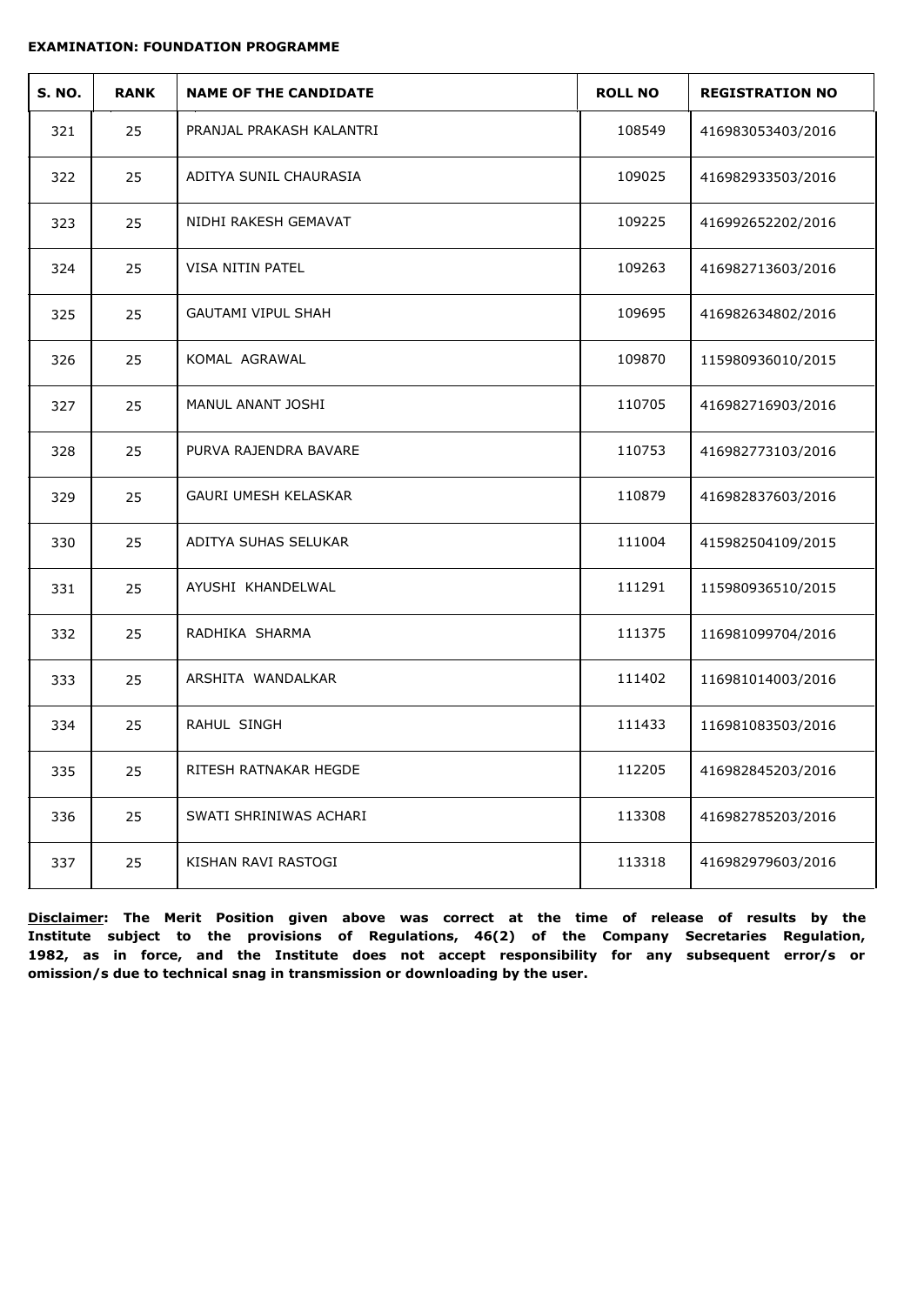**EXAMINATION: FOUNDATION PROGRAMME**

| S. NO. | RANK | NAME OF THE CANDIDATE | ROLL NO | REGISTRATION NO |
|---|---|---|---|---|
| 321 | 25 | PRANJAL PRAKASH KALANTRI | 108549 | 416983053403/2016 |
| 322 | 25 | ADITYA SUNIL CHAURASIA | 109025 | 416982933503/2016 |
| 323 | 25 | NIDHI RAKESH GEMAVAT | 109225 | 416992652202/2016 |
| 324 | 25 | VISA NITIN PATEL | 109263 | 416982713603/2016 |
| 325 | 25 | GAUTAMI VIPUL SHAH | 109695 | 416982634802/2016 |
| 326 | 25 | KOMAL AGRAWAL | 109870 | 115980936010/2015 |
| 327 | 25 | MANUL ANANT JOSHI | 110705 | 416982716903/2016 |
| 328 | 25 | PURVA RAJENDRA BAVARE | 110753 | 416982773103/2016 |
| 329 | 25 | GAURI UMESH KELASKAR | 110879 | 416982837603/2016 |
| 330 | 25 | ADITYA SUHAS SELUKAR | 111004 | 415982504109/2015 |
| 331 | 25 | AYUSHI KHANDELWAL | 111291 | 115980936510/2015 |
| 332 | 25 | RADHIKA SHARMA | 111375 | 116981099704/2016 |
| 333 | 25 | ARSHITA WANDALKAR | 111402 | 116981014003/2016 |
| 334 | 25 | RAHUL SINGH | 111433 | 116981083503/2016 |
| 335 | 25 | RITESH RATNAKAR HEGDE | 112205 | 416982845203/2016 |
| 336 | 25 | SWATI SHRINIWAS ACHARI | 113308 | 416982785203/2016 |
| 337 | 25 | KISHAN RAVI RASTOGI | 113318 | 416982979603/2016 |

**Disclaimer: The Merit Position given above was correct at the time of release of results by the Institute subject to the provisions of Regulations, 46(2) of the Company Secretaries Regulation, 1982, as in force, and the Institute does not accept responsibility for any subsequent error/s or omission/s due to technical snag in transmission or downloading by the user.**